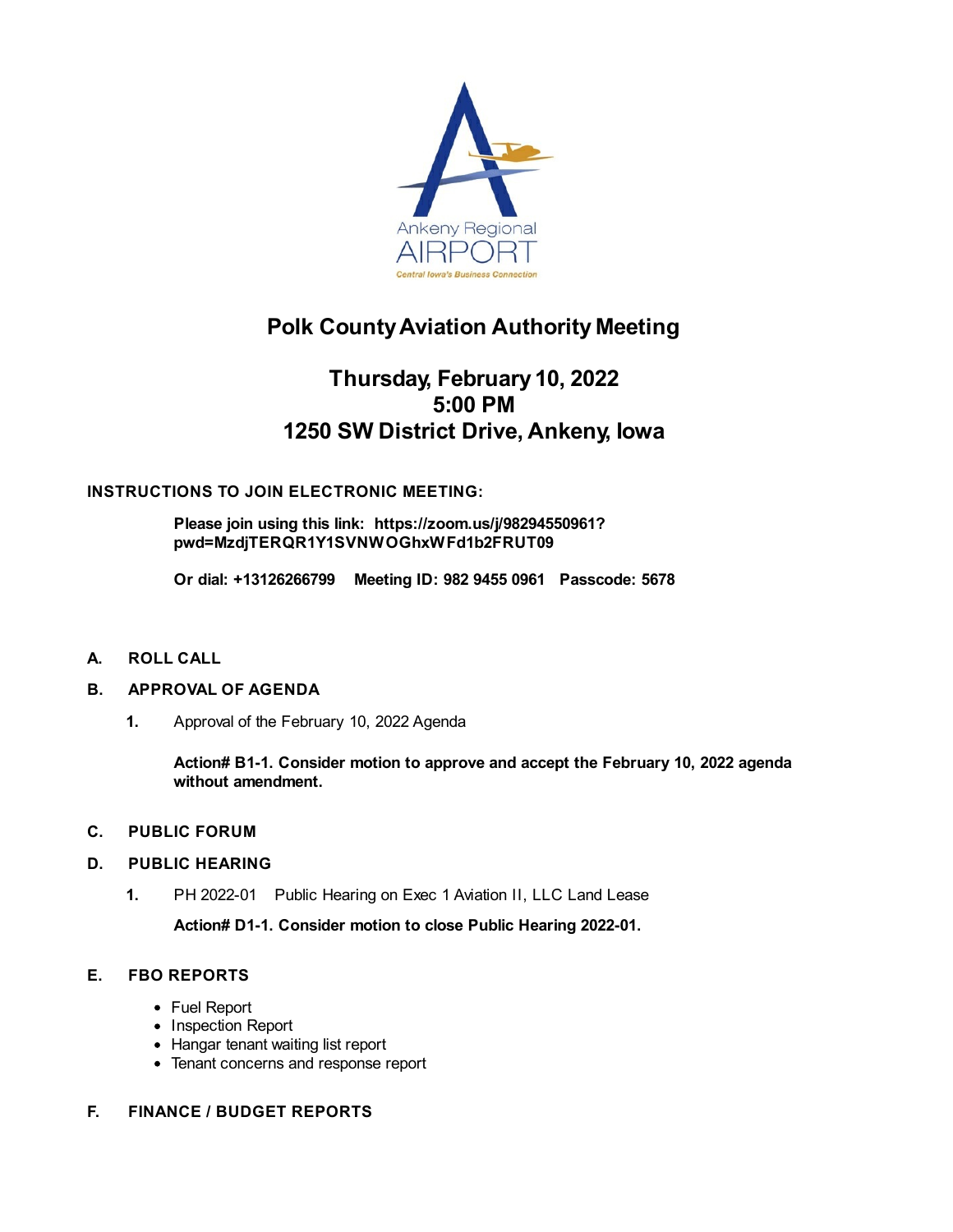Ankeny Regional AIRPORT

Central Iowa's Business Connection

# Polk County Aviation Authority Meeting

## Thursday, February 10, 2022
## 5:00 PM
## 1250 SW District Drive, Ankeny, Iowa

**INSTRUCTIONS TO JOIN ELECTRONIC MEETING:**

**Please join using this link: https://zoom.us/j/98294550961?pwd=MzdjTERQR1Y1SVNWOGhxWFd1b2FRUT09**

**Or dial: +13126266799 Meeting ID: 982 9455 0961 Passcode: 5678**

**A. ROLL CALL**

**B. APPROVAL OF AGENDA**

1. Approval of the February 10, 2022 Agenda

   **Action# B1-1. Consider motion to approve and accept the February 10, 2022 agenda without amendment.**

**C. PUBLIC FORUM**

**D. PUBLIC HEARING**

1. PH 2022-01 Public Hearing on Exec 1 Aviation II, LLC Land Lease

   **Action# D1-1. Consider motion to close Public Hearing 2022-01.**

**E. FBO REPORTS**

- Fuel Report
- Inspection Report
- Hangar tenant waiting list report
- Tenant concerns and response report

**F. FINANCE / BUDGET REPORTS**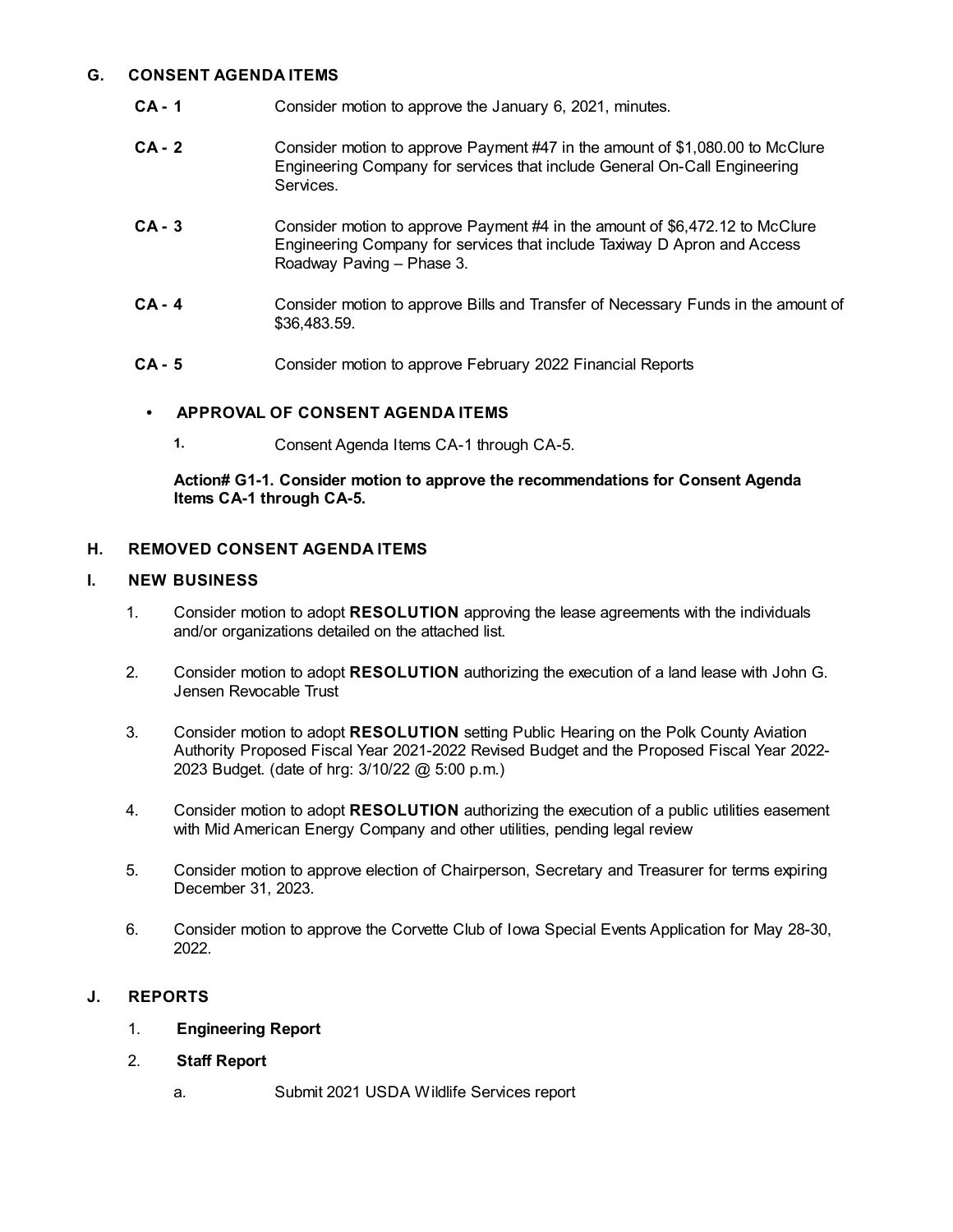## G. CONSENT AGENDA ITEMS

**CA - 1** Consider motion to approve the January 6, 2021, minutes.

**CA - 2** Consider motion to approve Payment #47 in the amount of $1,080.00 to McClure Engineering Company for services that include General On-Call Engineering Services.

**CA - 3** Consider motion to approve Payment #4 in the amount of $6,472.12 to McClure Engineering Company for services that include Taxiway D Apron and Access Roadway Paving – Phase 3.

**CA - 4** Consider motion to approve Bills and Transfer of Necessary Funds in the amount of $36,483.59.

**CA - 5** Consider motion to approve February 2022 Financial Reports

- **APPROVAL OF CONSENT AGENDA ITEMS**

  1. Consent Agenda Items CA-1 through CA-5.

  **Action# G1-1. Consider motion to approve the recommendations for Consent Agenda Items CA-1 through CA-5.**

## H. REMOVED CONSENT AGENDA ITEMS

## I. NEW BUSINESS

1. Consider motion to adopt **RESOLUTION** approving the lease agreements with the individuals and/or organizations detailed on the attached list.
2. Consider motion to adopt **RESOLUTION** authorizing the execution of a land lease with John G. Jensen Revocable Trust
3. Consider motion to adopt **RESOLUTION** setting Public Hearing on the Polk County Aviation Authority Proposed Fiscal Year 2021-2022 Revised Budget and the Proposed Fiscal Year 2022-2023 Budget. (date of hrg: 3/10/22 @ 5:00 p.m.)
4. Consider motion to adopt **RESOLUTION** authorizing the execution of a public utilities easement with Mid American Energy Company and other utilities, pending legal review
5. Consider motion to approve election of Chairperson, Secretary and Treasurer for terms expiring December 31, 2023.
6. Consider motion to approve the Corvette Club of Iowa Special Events Application for May 28-30, 2022.

## J. REPORTS

1. **Engineering Report**
2. **Staff Report**
   a. Submit 2021 USDA Wildlife Services report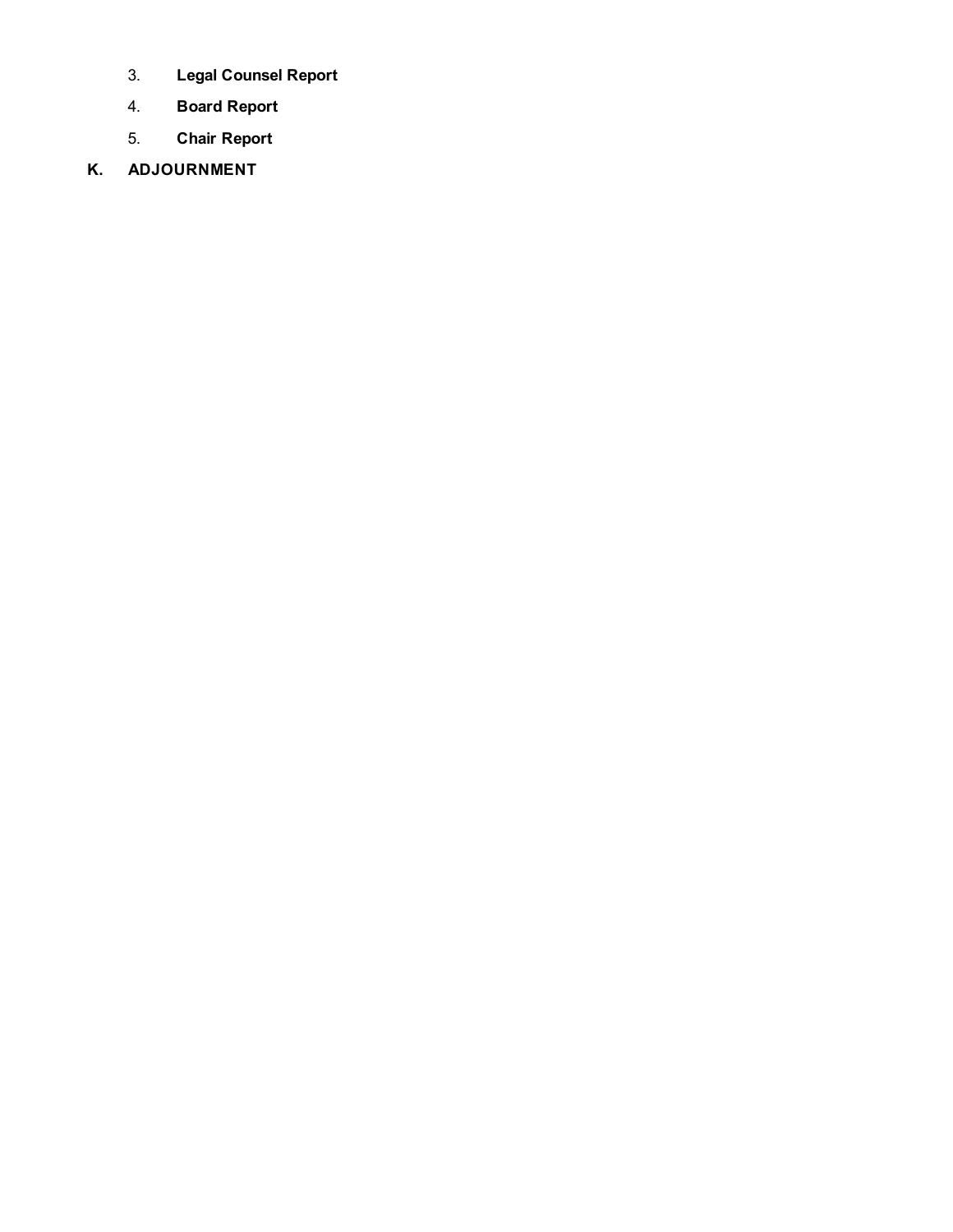3. **Legal Counsel Report**

4. **Board Report**

5. **Chair Report**

**K. ADJOURNMENT**